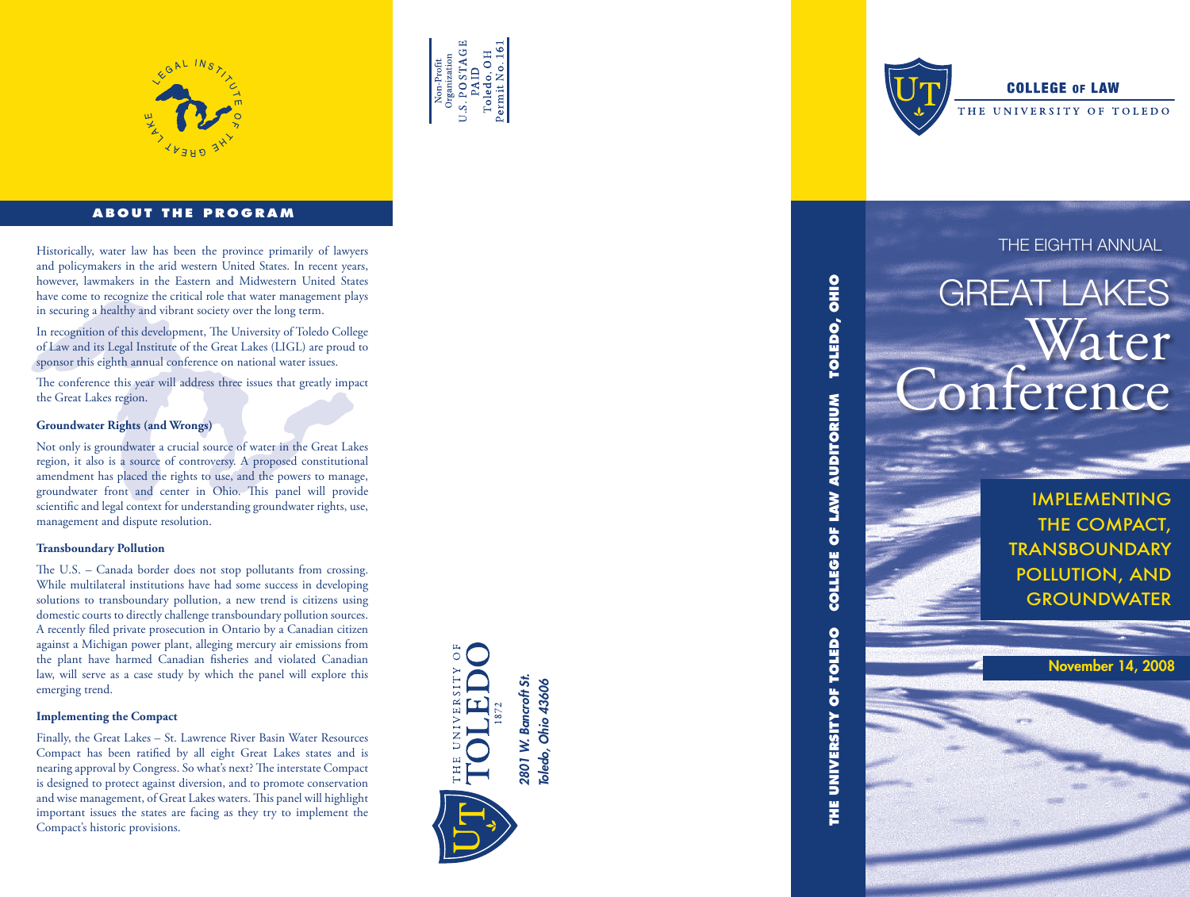LEGAL INSTITUTE OF THE GREAT LAKE

## ABOUT THE PROGRAM

Historically, water law has been the province primarily of lawyers and policymakers in the arid western United States. In recent years, however, lawmakers in the Eastern and Midwestern United States have come to recognize the critical role that water management plays in securing a healthy and vibrant society over the long term.

In recognition of this development, The University of Toledo College of Law and its Legal Institute of the Great Lakes (LIGL) are proud to sponsor this eighth annual conference on national water issues.

The conference this year will address three issues that greatly impact the Great Lakes region.

**Groundwater Rights (and Wrongs)**

Not only is groundwater a crucial source of water in the Great Lakes region, it also is a source of controversy. A proposed constitutional amendment has placed the rights to use, and the powers to manage, groundwater front and center in Ohio. This panel will provide scientific and legal context for understanding groundwater rights, use, management and dispute resolution.

**Transboundary Pollution**

The U.S. – Canada border does not stop pollutants from crossing. While multilateral institutions have had some success in developing solutions to transboundary pollution, a new trend is citizens using domestic courts to directly challenge transboundary pollution sources. A recently filed private prosecution in Ontario by a Canadian citizen against a Michigan power plant, alleging mercury air emissions from the plant have harmed Canadian fisheries and violated Canadian law, will serve as a case study by which the panel will explore this emerging trend.

**Implementing the Compact**

Finally, the Great Lakes – St. Lawrence River Basin Water Resources Compact has been ratified by all eight Great Lakes states and is nearing approval by Congress. So what's next? The interstate Compact is designed to protect against diversion, and to promote conservation and wise management, of Great Lakes waters. This panel will highlight important issues the states are facing as they try to implement the Compact's historic provisions.

Non-Profit Organization
U.S. POSTAGE PAID
Toledo, OH
Permit No. 161

THE UNIVERSITY OF TOLEDO 1872

*2801 W. Bancroft St.*
*Toledo, Ohio 43606*

COLLEGE OF LAW
THE UNIVERSITY OF TOLEDO

**THE UNIVERSITY OF TOLEDO COLLEGE OF LAW AUDITORIUM TOLEDO, OHIO**

THE EIGHTH ANNUAL

# GREAT LAKES Water Conference

## IMPLEMENTING THE COMPACT, TRANSBOUNDARY POLLUTION, AND GROUNDWATER

**November 14, 2008**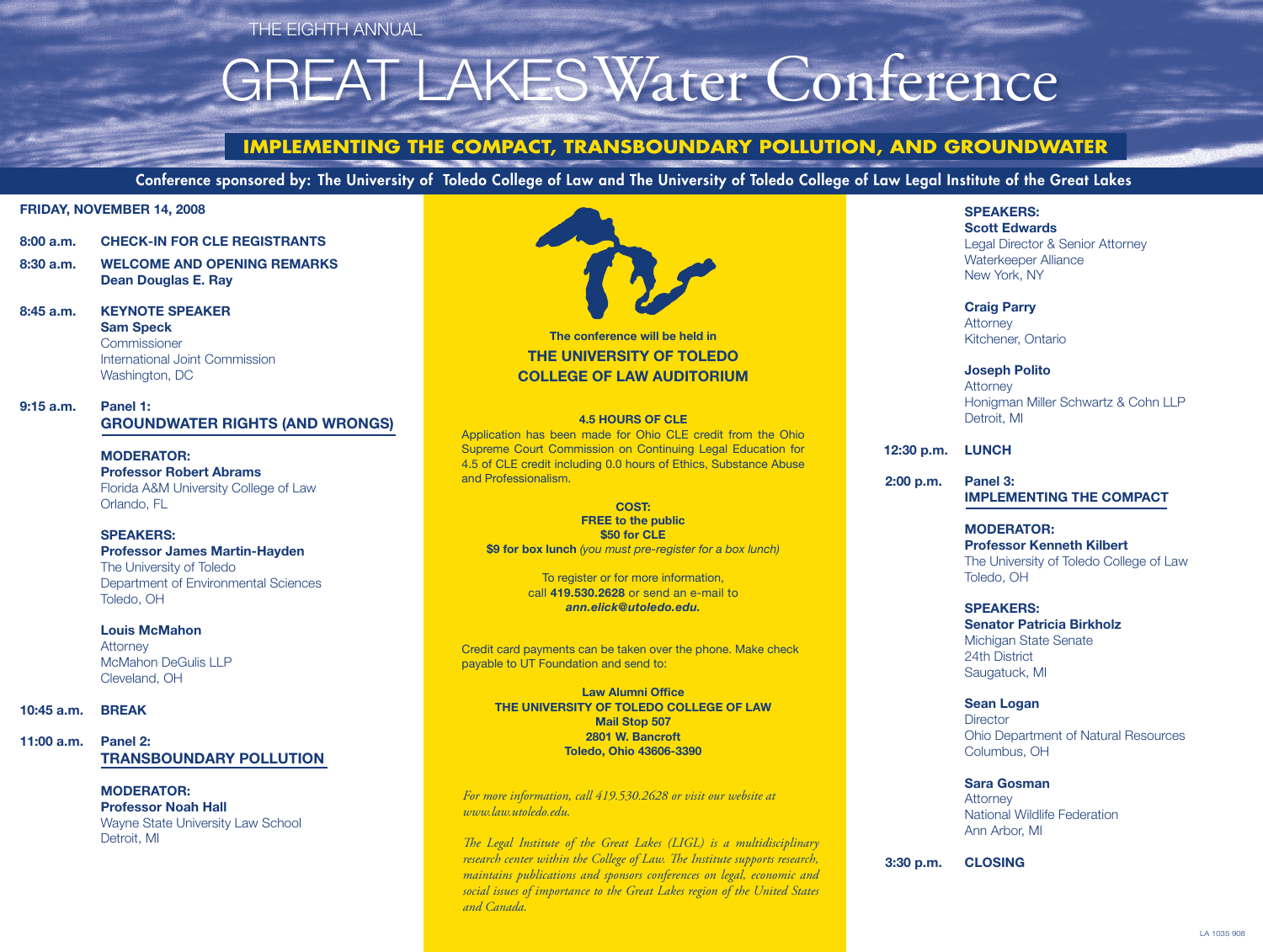THE EIGHTH ANNUAL

# GREAT LAKES Water Conference

## IMPLEMENTING THE COMPACT, TRANSBOUNDARY POLLUTION, AND GROUNDWATER

Conference sponsored by: The University of Toledo College of Law and The University of Toledo College of Law Legal Institute of the Great Lakes

**FRIDAY, NOVEMBER 14, 2008**

**8:00 a.m.** **CHECK-IN FOR CLE REGISTRANTS**

**8:30 a.m.** **WELCOME AND OPENING REMARKS**
**Dean Douglas E. Ray**

**8:45 a.m.** **KEYNOTE SPEAKER**
**Sam Speck**
Commissioner
International Joint Commission
Washington, DC

**9:15 a.m.** **Panel 1:**
**GROUNDWATER RIGHTS (AND WRONGS)**

**MODERATOR:**
**Professor Robert Abrams**
Florida A&M University College of Law
Orlando, FL

**SPEAKERS:**
**Professor James Martin-Hayden**
The University of Toledo
Department of Environmental Sciences
Toledo, OH

**Louis McMahon**
Attorney
McMahon DeGulis LLP
Cleveland, OH

**10:45 a.m.** **BREAK**

**11:00 a.m.** **Panel 2:**
**TRANSBOUNDARY POLLUTION**

**MODERATOR:**
**Professor Noah Hall**
Wayne State University Law School
Detroit, MI

**SPEAKERS:**
**Scott Edwards**
Legal Director & Senior Attorney
Waterkeeper Alliance
New York, NY

**Craig Parry**
Attorney
Kitchener, Ontario

**Joseph Polito**
Attorney
Honigman Miller Schwartz & Cohn LLP
Detroit, MI

**12:30 p.m.** **LUNCH**

**2:00 p.m.** **Panel 3:**
**IMPLEMENTING THE COMPACT**

**MODERATOR:**
**Professor Kenneth Kilbert**
The University of Toledo College of Law
Toledo, OH

**SPEAKERS:**
**Senator Patricia Birkholz**
Michigan State Senate
24th District
Saugatuck, MI

**Sean Logan**
Director
Ohio Department of Natural Resources
Columbus, OH

**Sara Gosman**
Attorney
National Wildlife Federation
Ann Arbor, MI

**3:30 p.m.** **CLOSING**

---

**The conference will be held in**
**THE UNIVERSITY OF TOLEDO COLLEGE OF LAW AUDITORIUM**

**4.5 HOURS OF CLE**
Application has been made for Ohio CLE credit from the Ohio Supreme Court Commission on Continuing Legal Education for 4.5 of CLE credit including 0.0 hours of Ethics, Substance Abuse and Professionalism.

**COST:**
**FREE to the public**
**$50 for CLE**
**$9 for box lunch** *(you must pre-register for a box lunch)*

To register or for more information, call **419.530.2628** or send an e-mail to ***ann.elick@utoledo.edu.***

Credit card payments can be taken over the phone. Make check payable to UT Foundation and send to:

**Law Alumni Office**
**THE UNIVERSITY OF TOLEDO COLLEGE OF LAW**
**Mail Stop 507**
**2801 W. Bancroft**
**Toledo, Ohio 43606-3390**

*For more information, call 419.530.2628 or visit our website at www.law.utoledo.edu.*

*The Legal Institute of the Great Lakes (LIGL) is a multidisciplinary research center within the College of Law. The Institute supports research, maintains publications and sponsors conferences on legal, economic and social issues of importance to the Great Lakes region of the United States and Canada.*

LA 1035 908